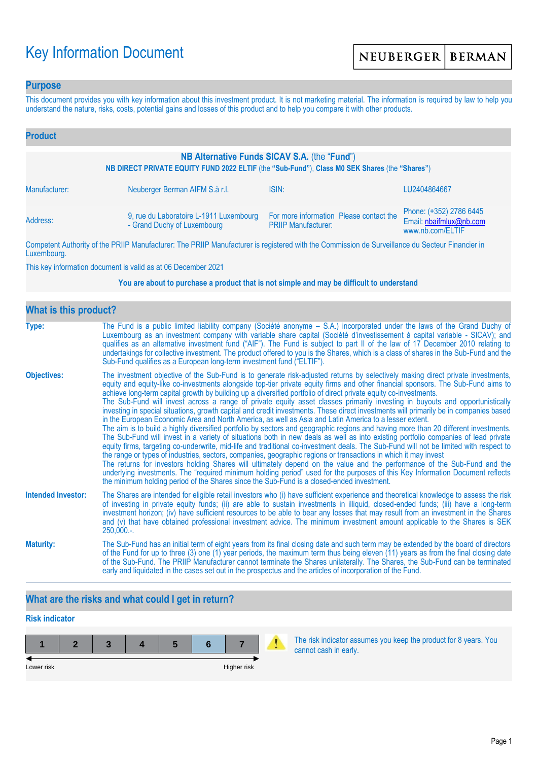# Key Information Document

NEUBERGER | BERMAN

## Purpose

This document provides you with key information about this investment product. It is not marketing material. The information is required by law to help you understand the nature, risks, costs, potential gains and losses of this product and to help you compare it with other products.

## Product

**NB Alternative Funds SICAV S.A.** (the "**Fund**")

**NB DIRECT PRIVATE EQUITY FUND 2022 ELTIF** (the **"Sub-Fund"**), **Class M0 SEK Shares** (the **"Shares"**)

| | | | |
|---|---|---|---|
| Manufacturer: | Neuberger Berman AIFM S.à r.l. | ISIN: | LU2404864667 |
| Address: | 9, rue du Laboratoire L-1911 Luxembourg - Grand Duchy of Luxembourg | For more information Please contact the PRIIP Manufacturer: | Phone: (+352) 2786 6445<br>Email: nbaifmlux@nb.com<br>www.nb.com/ELTIF |

Competent Authority of the PRIIP Manufacturer: The PRIIP Manufacturer is registered with the Commission de Surveillance du Secteur Financier in Luxembourg.

This key information document is valid as at 06 December 2021

**You are about to purchase a product that is not simple and may be difficult to understand**

## What is this product?

**Type:** The Fund is a public limited liability company (Société anonyme – S.A.) incorporated under the laws of the Grand Duchy of Luxembourg as an investment company with variable share capital (Société d'investissement à capital variable - SICAV); and qualifies as an alternative investment fund ("AIF"). The Fund is subject to part II of the law of 17 December 2010 relating to undertakings for collective investment. The product offered to you is the Shares, which is a class of shares in the Sub-Fund and the Sub-Fund qualifies as a European long-term investment fund ("ELTIF").

**Objectives:** The investment objective of the Sub-Fund is to generate risk-adjusted returns by selectively making direct private investments, equity and equity-like co-investments alongside top-tier private equity firms and other financial sponsors. The Sub-Fund aims to achieve long-term capital growth by building up a diversified portfolio of direct private equity co-investments.
The Sub-Fund will invest across a range of private equity asset classes primarily investing in buyouts and opportunistically investing in special situations, growth capital and credit investments. These direct investments will primarily be in companies based in the European Economic Area and North America, as well as Asia and Latin America to a lesser extent.
The aim is to build a highly diversified portfolio by sectors and geographic regions and having more than 20 different investments. The Sub-Fund will invest in a variety of situations both in new deals as well as into existing portfolio companies of lead private equity firms, targeting co-underwrite, mid-life and traditional co-investment deals. The Sub-Fund will not be limited with respect to the range or types of industries, sectors, companies, geographic regions or transactions in which it may invest
The returns for investors holding Shares will ultimately depend on the value and the performance of the Sub-Fund and the underlying investments. The "required minimum holding period" used for the purposes of this Key Information Document reflects the minimum holding period of the Shares since the Sub-Fund is a closed-ended investment.

**Intended Investor:** The Shares are intended for eligible retail investors who (i) have sufficient experience and theoretical knowledge to assess the risk of investing in private equity funds; (ii) are able to sustain investments in illiquid, closed-ended funds; (iii) have a long-term investment horizon; (iv) have sufficient resources to be able to bear any losses that may result from an investment in the Shares and (v) that have obtained professional investment advice. The minimum investment amount applicable to the Shares is SEK 250,000.-.

**Maturity:** The Sub-Fund has an initial term of eight years from its final closing date and such term may be extended by the board of directors of the Fund for up to three (3) one (1) year periods, the maximum term thus being eleven (11) years as from the final closing date of the Sub-Fund. The PRIIP Manufacturer cannot terminate the Shares unilaterally. The Shares, the Sub-Fund can be terminated early and liquidated in the cases set out in the prospectus and the articles of incorporation of the Fund.

## What are the risks and what could I get in return?

### Risk indicator

| 1 | 2 | 3 | 4 | 5 | **6** | 7 |
|---|---|---|---|---|---|---|

Lower risk ← → Higher risk

The risk indicator assumes you keep the product for 8 years. You cannot cash in early.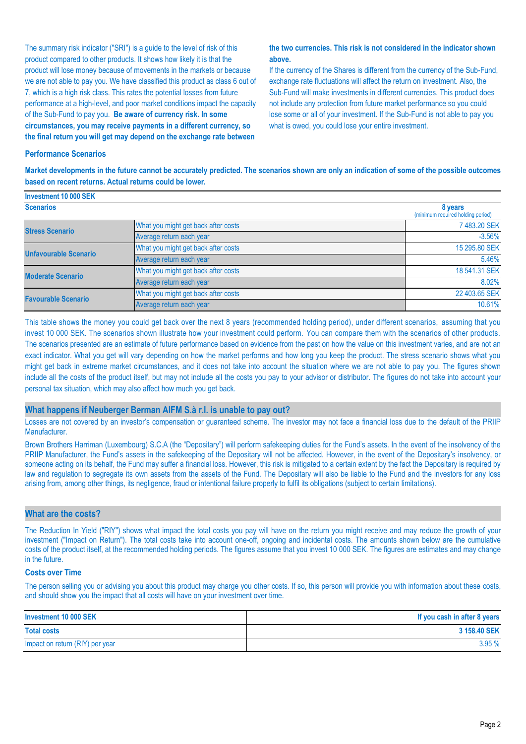The summary risk indicator ("SRI") is a guide to the level of risk of this product compared to other products. It shows how likely it is that the product will lose money because of movements in the markets or because we are not able to pay you. We have classified this product as class 6 out of 7, which is a high risk class. This rates the potential losses from future performance at a high-level, and poor market conditions impact the capacity of the Sub-Fund to pay you. **Be aware of currency risk. In some circumstances, you may receive payments in a different currency, so the final return you will get may depend on the exchange rate between the two currencies. This risk is not considered in the indicator shown above.**

If the currency of the Shares is different from the currency of the Sub-Fund, exchange rate fluctuations will affect the return on investment. Also, the Sub-Fund will make investments in different currencies. This product does not include any protection from future market performance so you could lose some or all of your investment. If the Sub-Fund is not able to pay you what is owed, you could lose your entire investment.

### Performance Scenarios

**Market developments in the future cannot be accurately predicted. The scenarios shown are only an indication of some of the possible outcomes based on recent returns. Actual returns could be lower.**

| Investment 10 000 SEK | | |
|---|---|---|
| **Scenarios** | | **8 years** (minimum required holding period) |
| **Stress Scenario** | What you might get back after costs | 7 483.20 SEK |
| | Average return each year | -3.56% |
| **Unfavourable Scenario** | What you might get back after costs | 15 295.80 SEK |
| | Average return each year | 5.46% |
| **Moderate Scenario** | What you might get back after costs | 18 541.31 SEK |
| | Average return each year | 8.02% |
| **Favourable Scenario** | What you might get back after costs | 22 403.65 SEK |
| | Average return each year | 10.61% |

This table shows the money you could get back over the next 8 years (recommended holding period), under different scenarios, assuming that you invest 10 000 SEK. The scenarios shown illustrate how your investment could perform. You can compare them with the scenarios of other products. The scenarios presented are an estimate of future performance based on evidence from the past on how the value on this investment varies, and are not an exact indicator. What you get will vary depending on how the market performs and how long you keep the product. The stress scenario shows what you might get back in extreme market circumstances, and it does not take into account the situation where we are not able to pay you. The figures shown include all the costs of the product itself, but may not include all the costs you pay to your advisor or distributor. The figures do not take into account your personal tax situation, which may also affect how much you get back.

## What happens if Neuberger Berman AIFM S.à r.l. is unable to pay out?

Losses are not covered by an investor's compensation or guaranteed scheme. The investor may not face a financial loss due to the default of the PRIIP Manufacturer.

Brown Brothers Harriman (Luxembourg) S.C.A (the "Depositary") will perform safekeeping duties for the Fund's assets. In the event of the insolvency of the PRIIP Manufacturer, the Fund's assets in the safekeeping of the Depositary will not be affected. However, in the event of the Depositary's insolvency, or someone acting on its behalf, the Fund may suffer a financial loss. However, this risk is mitigated to a certain extent by the fact the Depositary is required by law and regulation to segregate its own assets from the assets of the Fund. The Depositary will also be liable to the Fund and the investors for any loss arising from, among other things, its negligence, fraud or intentional failure properly to fulfil its obligations (subject to certain limitations).

## What are the costs?

The Reduction In Yield ("RIY") shows what impact the total costs you pay will have on the return you might receive and may reduce the growth of your investment ("Impact on Return"). The total costs take into account one-off, ongoing and incidental costs. The amounts shown below are the cumulative costs of the product itself, at the recommended holding periods. The figures assume that you invest 10 000 SEK. The figures are estimates and may change in the future.

### Costs over Time

The person selling you or advising you about this product may charge you other costs. If so, this person will provide you with information about these costs, and should show you the impact that all costs will have on your investment over time.

| Investment 10 000 SEK | If you cash in after 8 years |
|---|---|
| **Total costs** | **3 158.40 SEK** |
| Impact on return (RIY) per year | 3.95 % |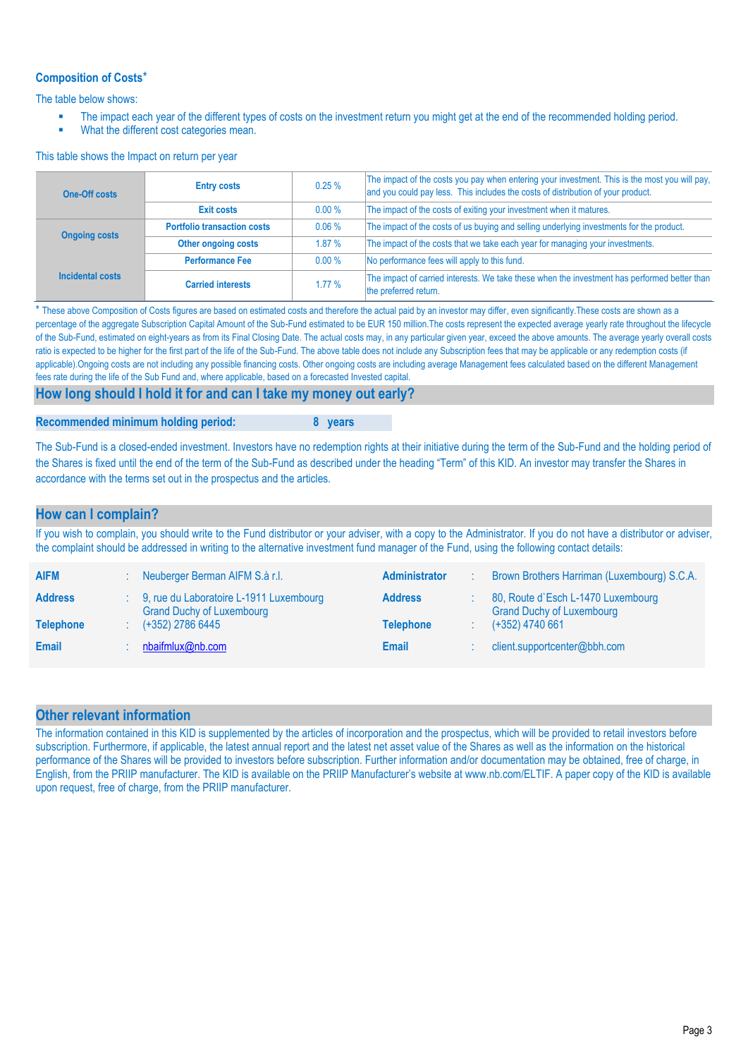## Composition of Costs*

The table below shows:

- The impact each year of the different types of costs on the investment return you might get at the end of the recommended holding period.
- What the different cost categories mean.

This table shows the Impact on return per year

| | | | |
|---|---|---|---|
| One-Off costs | Entry costs | 0.25 % | The impact of the costs you pay when entering your investment. This is the most you will pay, and you could pay less. This includes the costs of distribution of your product. |
| | Exit costs | 0.00 % | The impact of the costs of exiting your investment when it matures. |
| Ongoing costs | Portfolio transaction costs | 0.06 % | The impact of the costs of us buying and selling underlying investments for the product. |
| | Other ongoing costs | 1.87 % | The impact of the costs that we take each year for managing your investments. |
| Incidental costs | Performance Fee | 0.00 % | No performance fees will apply to this fund. |
| | Carried interests | 1.77 % | The impact of carried interests. We take these when the investment has performed better than the preferred return. |

* These above Composition of Costs figures are based on estimated costs and therefore the actual paid by an investor may differ, even significantly.These costs are shown as a percentage of the aggregate Subscription Capital Amount of the Sub-Fund estimated to be EUR 150 million.The costs represent the expected average yearly rate throughout the lifecycle of the Sub-Fund, estimated on eight-years as from its Final Closing Date. The actual costs may, in any particular given year, exceed the above amounts. The average yearly overall costs ratio is expected to be higher for the first part of the life of the Sub-Fund. The above table does not include any Subscription fees that may be applicable or any redemption costs (if applicable).Ongoing costs are not including any possible financing costs. Other ongoing costs are including average Management fees calculated based on the different Management fees rate during the life of the Sub Fund and, where applicable, based on a forecasted Invested capital.

## How long should I hold it for and can I take my money out early?

**Recommended minimum holding period: 8 years**

The Sub-Fund is a closed-ended investment. Investors have no redemption rights at their initiative during the term of the Sub-Fund and the holding period of the Shares is fixed until the end of the term of the Sub-Fund as described under the heading "Term" of this KID. An investor may transfer the Shares in accordance with the terms set out in the prospectus and the articles.

## How can I complain?

If you wish to complain, you should write to the Fund distributor or your adviser, with a copy to the Administrator. If you do not have a distributor or adviser, the complaint should be addressed in writing to the alternative investment fund manager of the Fund, using the following contact details:

| | | | |
|---|---|---|---|
| **AIFM** | Neuberger Berman AIFM S.à r.l. | **Administrator** | Brown Brothers Harriman (Luxembourg) S.C.A. |
| **Address** | 9, rue du Laboratoire L-1911 Luxembourg Grand Duchy of Luxembourg | **Address** | 80, Route d`Esch L-1470 Luxembourg Grand Duchy of Luxembourg |
| **Telephone** | (+352) 2786 6445 | **Telephone** | (+352) 4740 661 |
| **Email** | nbaifmlux@nb.com | **Email** | client.supportcenter@bbh.com |

## Other relevant information

The information contained in this KID is supplemented by the articles of incorporation and the prospectus, which will be provided to retail investors before subscription. Furthermore, if applicable, the latest annual report and the latest net asset value of the Shares as well as the information on the historical performance of the Shares will be provided to investors before subscription. Further information and/or documentation may be obtained, free of charge, in English, from the PRIIP manufacturer. The KID is available on the PRIIP Manufacturer's website at www.nb.com/ELTIF. A paper copy of the KID is available upon request, free of charge, from the PRIIP manufacturer.